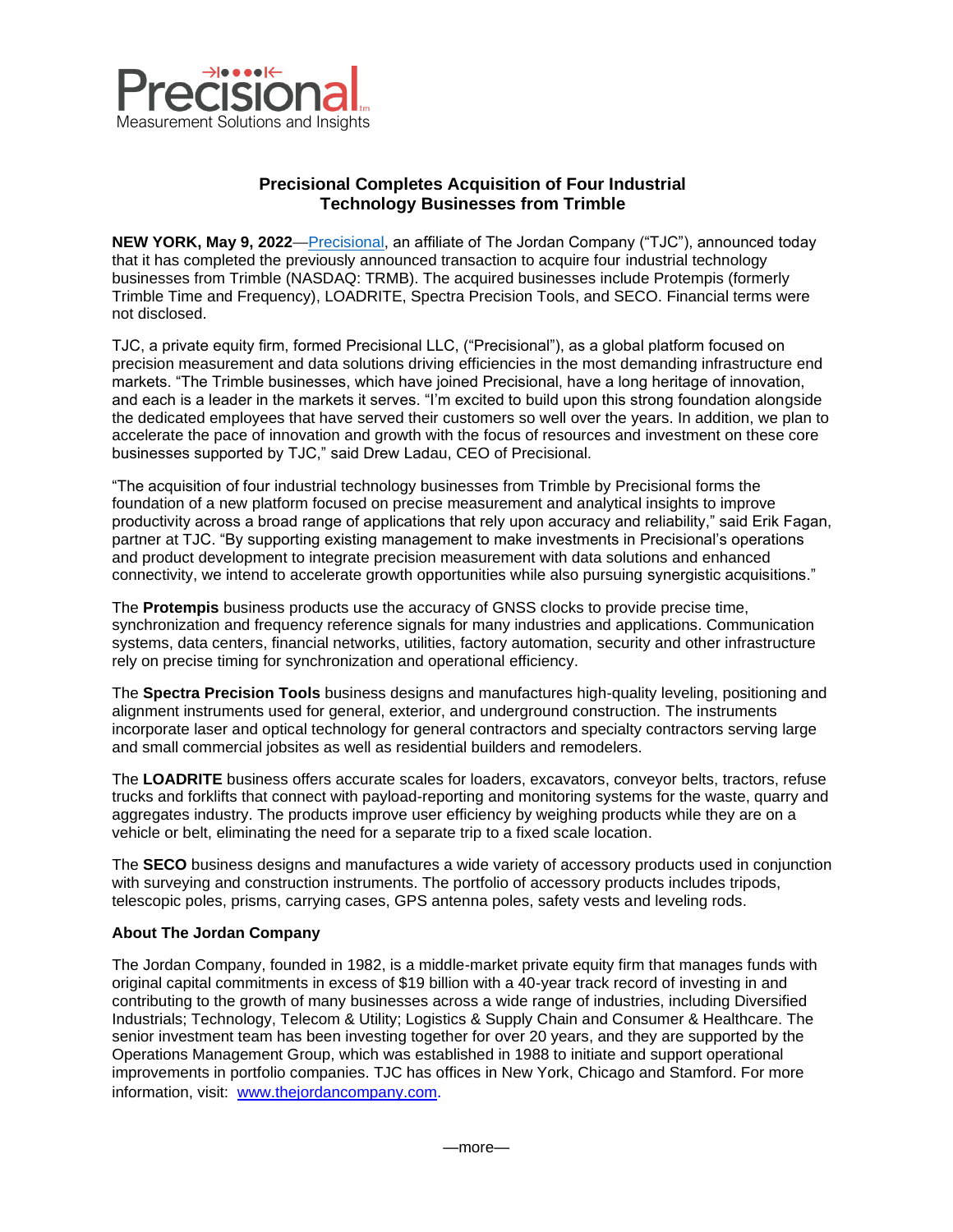Precisional
Measurement Solutions and Insights

# Precisional Completes Acquisition of Four Industrial Technology Businesses from Trimble

**NEW YORK, May 9, 2022**—Precisional, an affiliate of The Jordan Company ("TJC"), announced today that it has completed the previously announced transaction to acquire four industrial technology businesses from Trimble (NASDAQ: TRMB). The acquired businesses include Protempis (formerly Trimble Time and Frequency), LOADRITE, Spectra Precision Tools, and SECO. Financial terms were not disclosed.

TJC, a private equity firm, formed Precisional LLC, ("Precisional"), as a global platform focused on precision measurement and data solutions driving efficiencies in the most demanding infrastructure end markets. "The Trimble businesses, which have joined Precisional, have a long heritage of innovation, and each is a leader in the markets it serves. "I'm excited to build upon this strong foundation alongside the dedicated employees that have served their customers so well over the years. In addition, we plan to accelerate the pace of innovation and growth with the focus of resources and investment on these core businesses supported by TJC," said Drew Ladau, CEO of Precisional.

"The acquisition of four industrial technology businesses from Trimble by Precisional forms the foundation of a new platform focused on precise measurement and analytical insights to improve productivity across a broad range of applications that rely upon accuracy and reliability," said Erik Fagan, partner at TJC. "By supporting existing management to make investments in Precisional's operations and product development to integrate precision measurement with data solutions and enhanced connectivity, we intend to accelerate growth opportunities while also pursuing synergistic acquisitions."

The **Protempis** business products use the accuracy of GNSS clocks to provide precise time, synchronization and frequency reference signals for many industries and applications. Communication systems, data centers, financial networks, utilities, factory automation, security and other infrastructure rely on precise timing for synchronization and operational efficiency.

The **Spectra Precision Tools** business designs and manufactures high-quality leveling, positioning and alignment instruments used for general, exterior, and underground construction. The instruments incorporate laser and optical technology for general contractors and specialty contractors serving large and small commercial jobsites as well as residential builders and remodelers.

The **LOADRITE** business offers accurate scales for loaders, excavators, conveyor belts, tractors, refuse trucks and forklifts that connect with payload-reporting and monitoring systems for the waste, quarry and aggregates industry. The products improve user efficiency by weighing products while they are on a vehicle or belt, eliminating the need for a separate trip to a fixed scale location.

The **SECO** business designs and manufactures a wide variety of accessory products used in conjunction with surveying and construction instruments. The portfolio of accessory products includes tripods, telescopic poles, prisms, carrying cases, GPS antenna poles, safety vests and leveling rods.

**About The Jordan Company**

The Jordan Company, founded in 1982, is a middle-market private equity firm that manages funds with original capital commitments in excess of $19 billion with a 40-year track record of investing in and contributing to the growth of many businesses across a wide range of industries, including Diversified Industrials; Technology, Telecom & Utility; Logistics & Supply Chain and Consumer & Healthcare. The senior investment team has been investing together for over 20 years, and they are supported by the Operations Management Group, which was established in 1988 to initiate and support operational improvements in portfolio companies. TJC has offices in New York, Chicago and Stamford. For more information, visit: www.thejordancompany.com.

—more—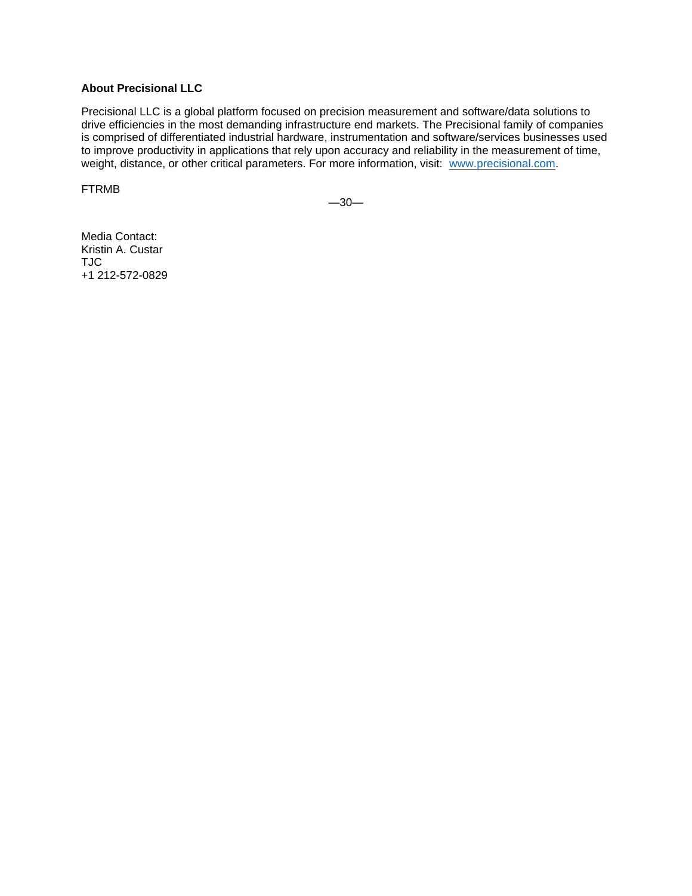**About Precisional LLC**

Precisional LLC is a global platform focused on precision measurement and software/data solutions to drive efficiencies in the most demanding infrastructure end markets. The Precisional family of companies is comprised of differentiated industrial hardware, instrumentation and software/services businesses used to improve productivity in applications that rely upon accuracy and reliability in the measurement of time, weight, distance, or other critical parameters. For more information, visit: www.precisional.com.

FTRMB

—30—

Media Contact:
Kristin A. Custar
TJC
+1 212-572-0829